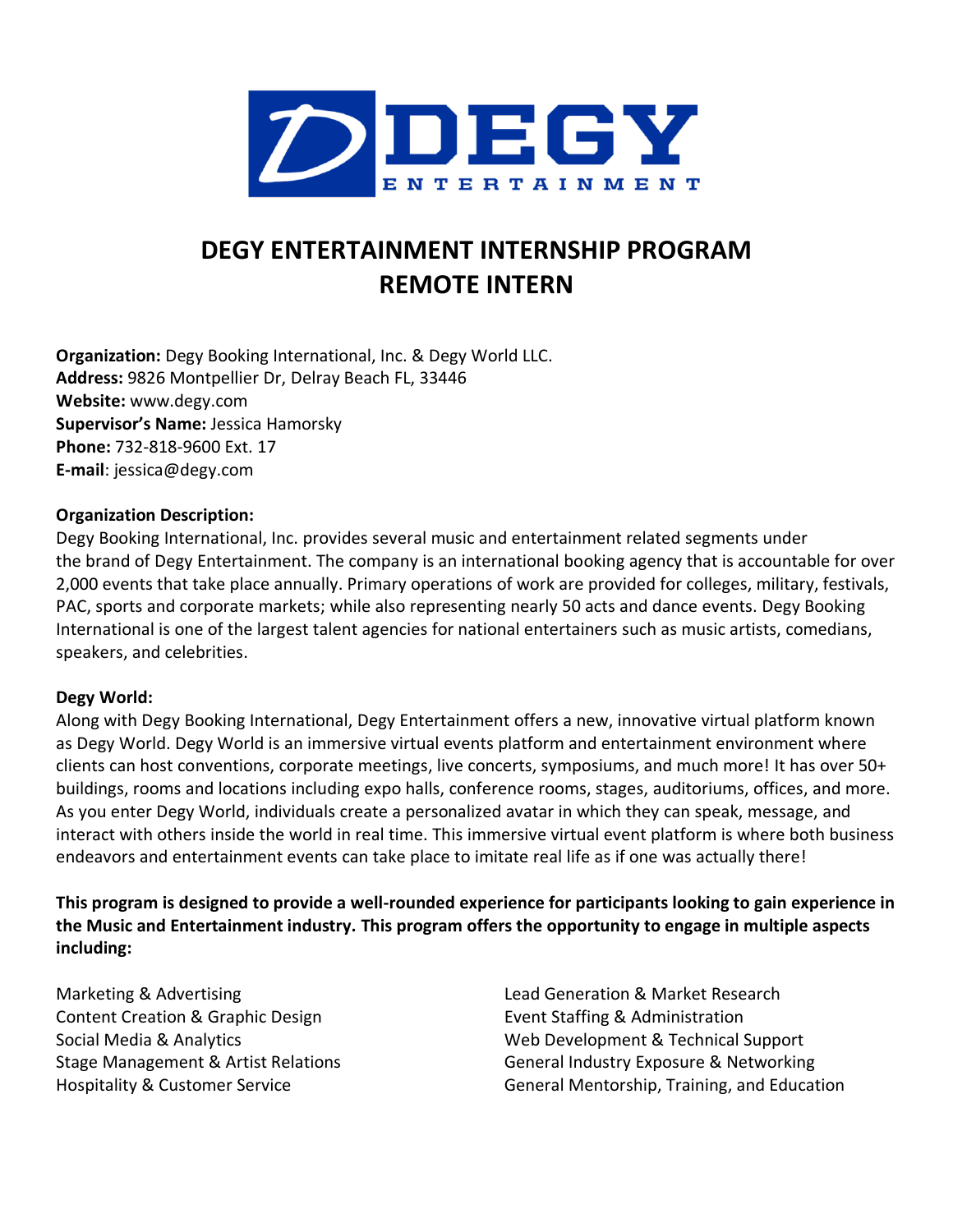# DEGY ENTERTAINMENT INTERNSHIP PROGRAM
# REMOTE INTERN

**Organization:** Degy Booking International, Inc. & Degy World LLC.
**Address:** 9826 Montpellier Dr, Delray Beach FL, 33446
**Website:** www.degy.com
**Supervisor's Name:** Jessica Hamorsky
**Phone:** 732-818-9600 Ext. 17
**E-mail**: jessica@degy.com

**Organization Description:**
Degy Booking International, Inc. provides several music and entertainment related segments under the brand of Degy Entertainment. The company is an international booking agency that is accountable for over 2,000 events that take place annually. Primary operations of work are provided for colleges, military, festivals, PAC, sports and corporate markets; while also representing nearly 50 acts and dance events. Degy Booking International is one of the largest talent agencies for national entertainers such as music artists, comedians, speakers, and celebrities.

**Degy World:**
Along with Degy Booking International, Degy Entertainment offers a new, innovative virtual platform known as Degy World. Degy World is an immersive virtual events platform and entertainment environment where clients can host conventions, corporate meetings, live concerts, symposiums, and much more! It has over 50+ buildings, rooms and locations including expo halls, conference rooms, stages, auditoriums, offices, and more. As you enter Degy World, individuals create a personalized avatar in which they can speak, message, and interact with others inside the world in real time. This immersive virtual event platform is where both business endeavors and entertainment events can take place to imitate real life as if one was actually there!

**This program is designed to provide a well-rounded experience for participants looking to gain experience in the Music and Entertainment industry. This program offers the opportunity to engage in multiple aspects including:**

- Marketing & Advertising
- Content Creation & Graphic Design
- Social Media & Analytics
- Stage Management & Artist Relations
- Hospitality & Customer Service
- Lead Generation & Market Research
- Event Staffing & Administration
- Web Development & Technical Support
- General Industry Exposure & Networking
- General Mentorship, Training, and Education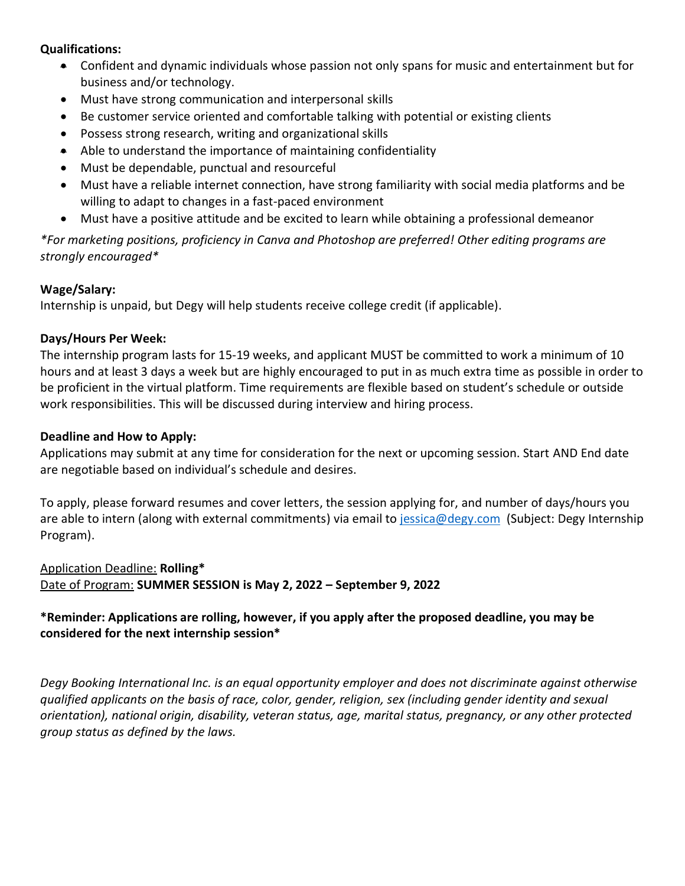**Qualifications:**

- Confident and dynamic individuals whose passion not only spans for music and entertainment but for business and/or technology.
- Must have strong communication and interpersonal skills
- Be customer service oriented and comfortable talking with potential or existing clients
- Possess strong research, writing and organizational skills
- Able to understand the importance of maintaining confidentiality
- Must be dependable, punctual and resourceful
- Must have a reliable internet connection, have strong familiarity with social media platforms and be willing to adapt to changes in a fast-paced environment
- Must have a positive attitude and be excited to learn while obtaining a professional demeanor

*\*For marketing positions, proficiency in Canva and Photoshop are preferred! Other editing programs are strongly encouraged\**

**Wage/Salary:**

Internship is unpaid, but Degy will help students receive college credit (if applicable).

**Days/Hours Per Week:**

The internship program lasts for 15-19 weeks, and applicant MUST be committed to work a minimum of 10 hours and at least 3 days a week but are highly encouraged to put in as much extra time as possible in order to be proficient in the virtual platform. Time requirements are flexible based on student's schedule or outside work responsibilities. This will be discussed during interview and hiring process.

**Deadline and How to Apply:**

Applications may submit at any time for consideration for the next or upcoming session. Start AND End date are negotiable based on individual's schedule and desires.

To apply, please forward resumes and cover letters, the session applying for, and number of days/hours you are able to intern (along with external commitments) via email to jessica@degy.com (Subject: Degy Internship Program).

Application Deadline: **Rolling***
Date of Program: **SUMMER SESSION is May 2, 2022 – September 9, 2022**

**\*Reminder: Applications are rolling, however, if you apply after the proposed deadline, you may be considered for the next internship session\***

*Degy Booking International Inc. is an equal opportunity employer and does not discriminate against otherwise qualified applicants on the basis of race, color, gender, religion, sex (including gender identity and sexual orientation), national origin, disability, veteran status, age, marital status, pregnancy, or any other protected group status as defined by the laws.*